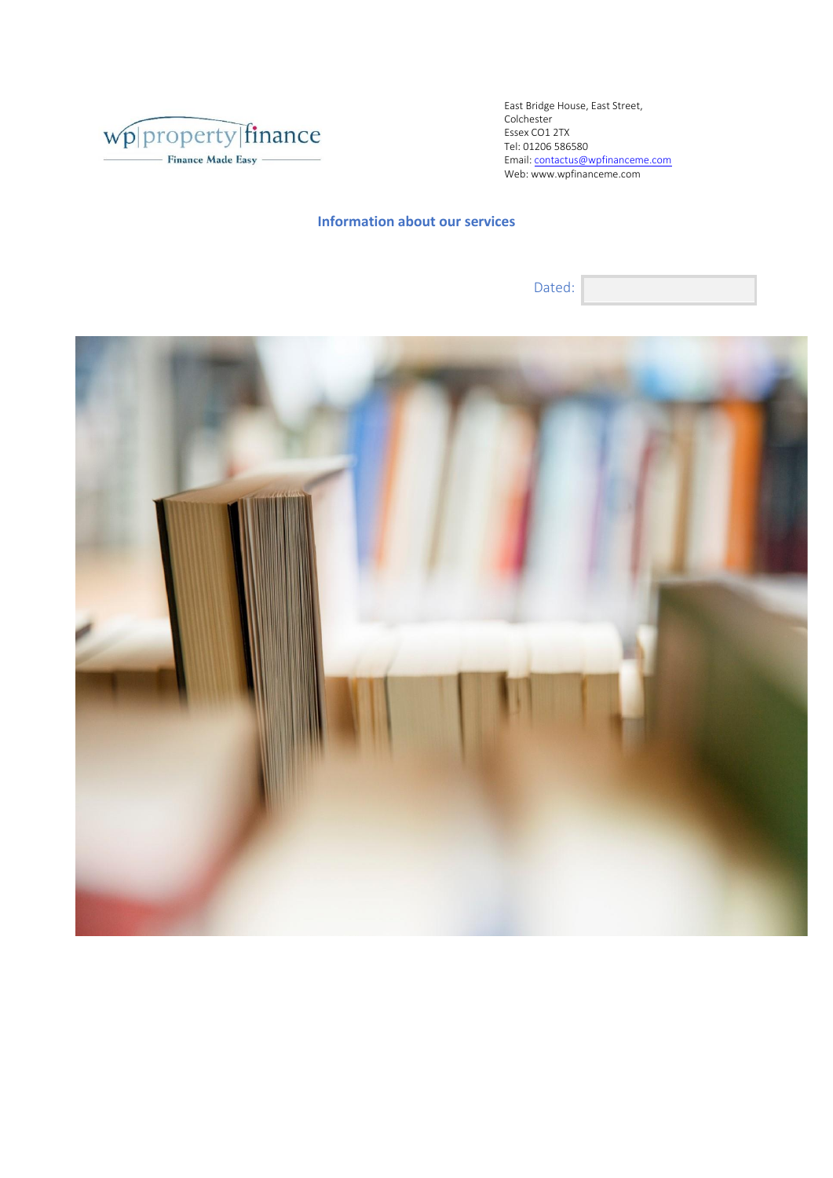wp property finance
Finance Made Easy

East Bridge House, East Street,
Colchester
Essex CO1 2TX
Tel: 01206 586580
Email: contactus@wpfinanceme.com
Web: www.wpfinanceme.com

## Information about our services

Dated: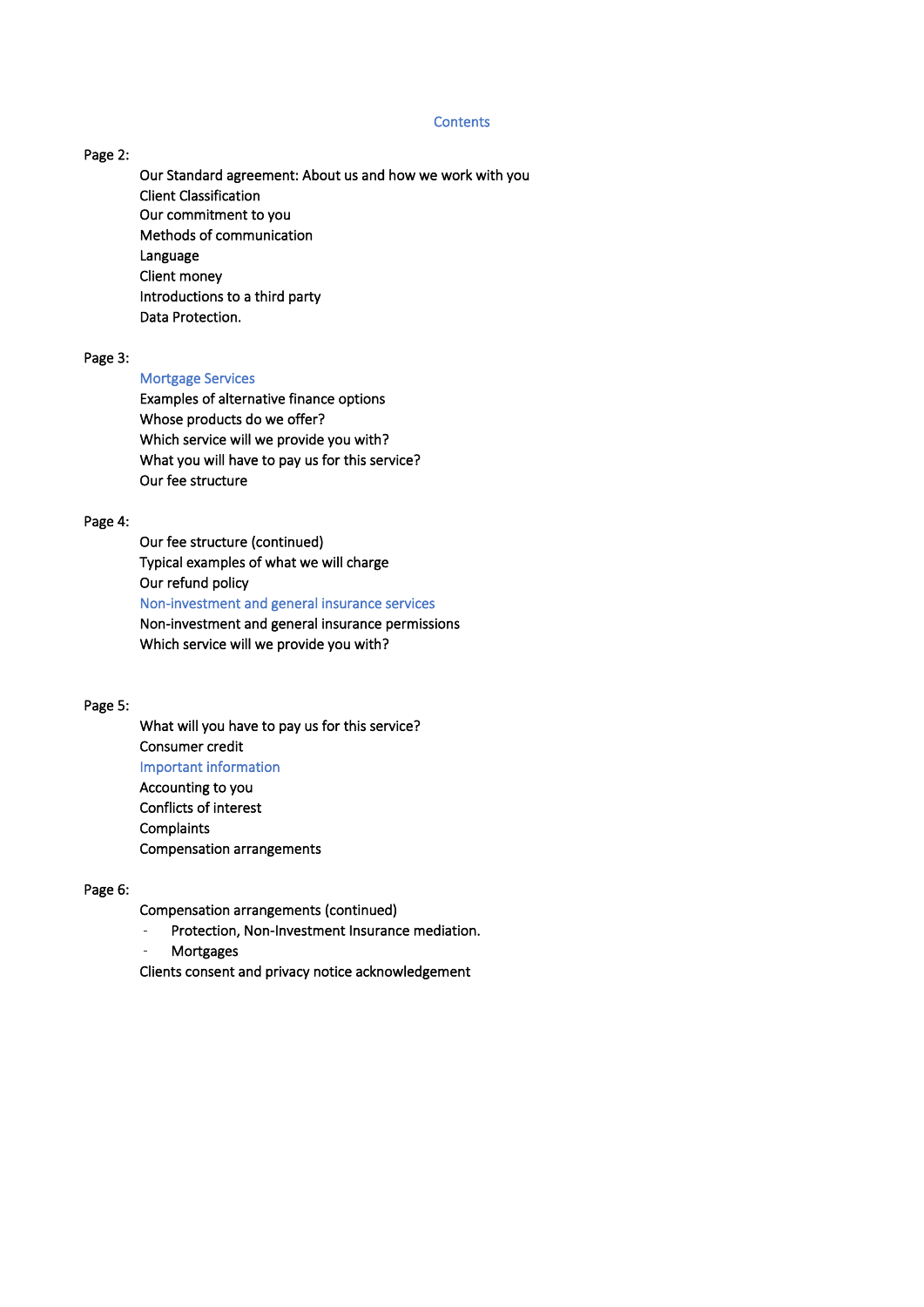# Contents

Page 2:

- Our Standard agreement: About us and how we work with you
- Client Classification
- Our commitment to you
- Methods of communication
- Language
- Client money
- Introductions to a third party
- Data Protection.

Page 3:

- Mortgage Services
- Examples of alternative finance options
- Whose products do we offer?
- Which service will we provide you with?
- What you will have to pay us for this service?
- Our fee structure

Page 4:

- Our fee structure (continued)
- Typical examples of what we will charge
- Our refund policy
- Non-investment and general insurance services
- Non-investment and general insurance permissions
- Which service will we provide you with?

Page 5:

- What will you have to pay us for this service?
- Consumer credit
- Important information
- Accounting to you
- Conflicts of interest
- Complaints
- Compensation arrangements

Page 6:

- Compensation arrangements (continued)
  - Protection, Non-Investment Insurance mediation.
  - Mortgages
- Clients consent and privacy notice acknowledgement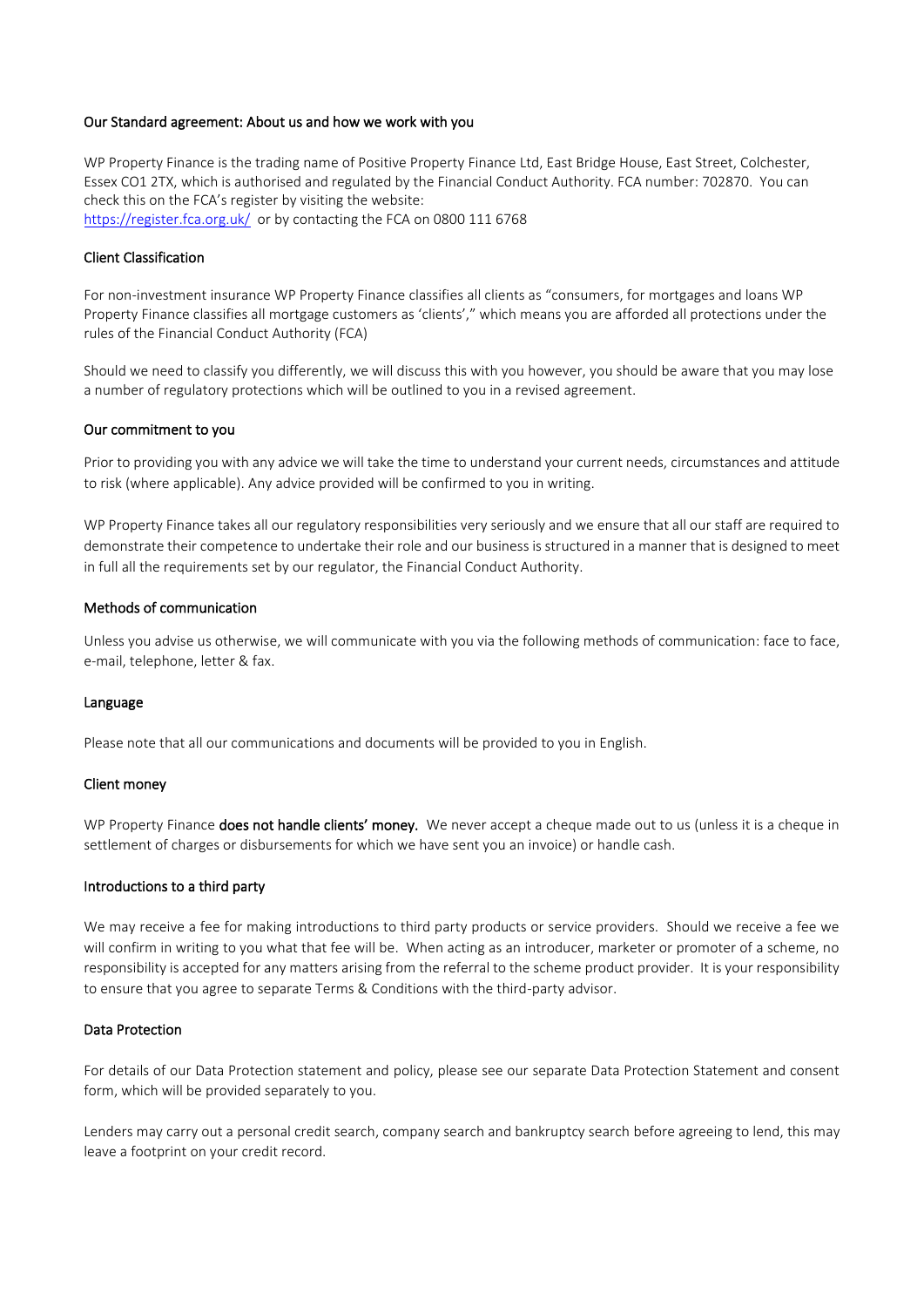## Our Standard agreement: About us and how we work with you

WP Property Finance is the trading name of Positive Property Finance Ltd, East Bridge House, East Street, Colchester, Essex CO1 2TX, which is authorised and regulated by the Financial Conduct Authority. FCA number: 702870. You can check this on the FCA's register by visiting the website:
[https://register.fca.org.uk/](https://register.fca.org.uk/) or by contacting the FCA on 0800 111 6768

## Client Classification

For non-investment insurance WP Property Finance classifies all clients as "consumers, for mortgages and loans WP Property Finance classifies all mortgage customers as 'clients'," which means you are afforded all protections under the rules of the Financial Conduct Authority (FCA)

Should we need to classify you differently, we will discuss this with you however, you should be aware that you may lose a number of regulatory protections which will be outlined to you in a revised agreement.

## Our commitment to you

Prior to providing you with any advice we will take the time to understand your current needs, circumstances and attitude to risk (where applicable). Any advice provided will be confirmed to you in writing.

WP Property Finance takes all our regulatory responsibilities very seriously and we ensure that all our staff are required to demonstrate their competence to undertake their role and our business is structured in a manner that is designed to meet in full all the requirements set by our regulator, the Financial Conduct Authority.

## Methods of communication

Unless you advise us otherwise, we will communicate with you via the following methods of communication: face to face, e-mail, telephone, letter & fax.

## Language

Please note that all our communications and documents will be provided to you in English.

## Client money

WP Property Finance **does not handle clients' money.** We never accept a cheque made out to us (unless it is a cheque in settlement of charges or disbursements for which we have sent you an invoice) or handle cash.

## Introductions to a third party

We may receive a fee for making introductions to third party products or service providers. Should we receive a fee we will confirm in writing to you what that fee will be. When acting as an introducer, marketer or promoter of a scheme, no responsibility is accepted for any matters arising from the referral to the scheme product provider. It is your responsibility to ensure that you agree to separate Terms & Conditions with the third-party advisor.

## Data Protection

For details of our Data Protection statement and policy, please see our separate Data Protection Statement and consent form, which will be provided separately to you.

Lenders may carry out a personal credit search, company search and bankruptcy search before agreeing to lend, this may leave a footprint on your credit record.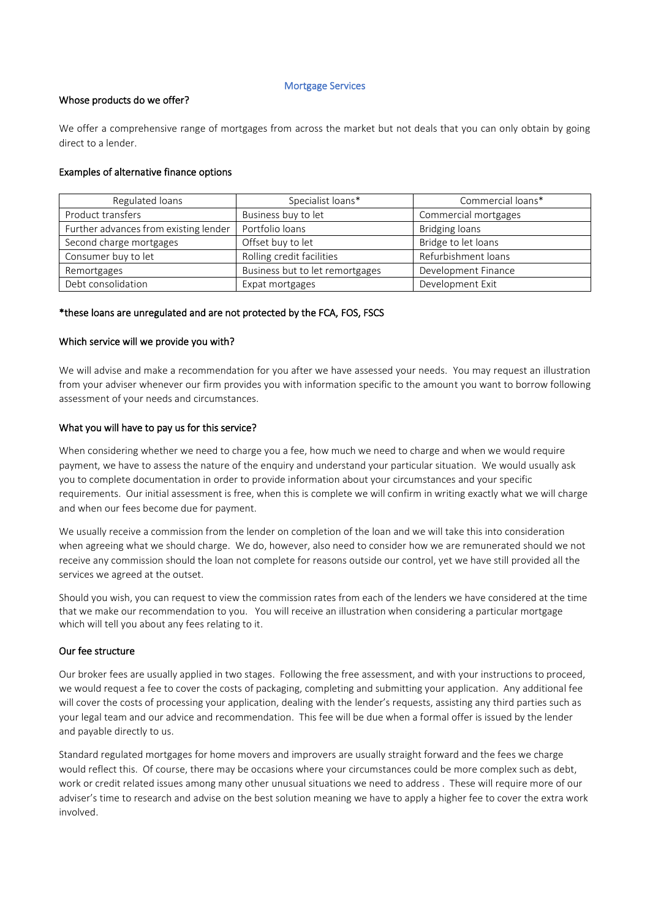## Mortgage Services

### Whose products do we offer?

We offer a comprehensive range of mortgages from across the market but not deals that you can only obtain by going direct to a lender.

### Examples of alternative finance options

| Regulated loans | Specialist loans* | Commercial loans* |
|---|---|---|
| Product transfers | Business buy to let | Commercial mortgages |
| Further advances from existing lender | Portfolio loans | Bridging loans |
| Second charge mortgages | Offset buy to let | Bridge to let loans |
| Consumer buy to let | Rolling credit facilities | Refurbishment loans |
| Remortgages | Business but to let remortgages | Development Finance |
| Debt consolidation | Expat mortgages | Development Exit |

**\*these loans are unregulated and are not protected by the FCA, FOS, FSCS**

### Which service will we provide you with?

We will advise and make a recommendation for you after we have assessed your needs. You may request an illustration from your adviser whenever our firm provides you with information specific to the amount you want to borrow following assessment of your needs and circumstances.

### What you will have to pay us for this service?

When considering whether we need to charge you a fee, how much we need to charge and when we would require payment, we have to assess the nature of the enquiry and understand your particular situation. We would usually ask you to complete documentation in order to provide information about your circumstances and your specific requirements. Our initial assessment is free, when this is complete we will confirm in writing exactly what we will charge and when our fees become due for payment.

We usually receive a commission from the lender on completion of the loan and we will take this into consideration when agreeing what we should charge. We do, however, also need to consider how we are remunerated should we not receive any commission should the loan not complete for reasons outside our control, yet we have still provided all the services we agreed at the outset.

Should you wish, you can request to view the commission rates from each of the lenders we have considered at the time that we make our recommendation to you. You will receive an illustration when considering a particular mortgage which will tell you about any fees relating to it.

### Our fee structure

Our broker fees are usually applied in two stages. Following the free assessment, and with your instructions to proceed, we would request a fee to cover the costs of packaging, completing and submitting your application. Any additional fee will cover the costs of processing your application, dealing with the lender's requests, assisting any third parties such as your legal team and our advice and recommendation. This fee will be due when a formal offer is issued by the lender and payable directly to us.

Standard regulated mortgages for home movers and improvers are usually straight forward and the fees we charge would reflect this. Of course, there may be occasions where your circumstances could be more complex such as debt, work or credit related issues among many other unusual situations we need to address . These will require more of our adviser's time to research and advise on the best solution meaning we have to apply a higher fee to cover the extra work involved.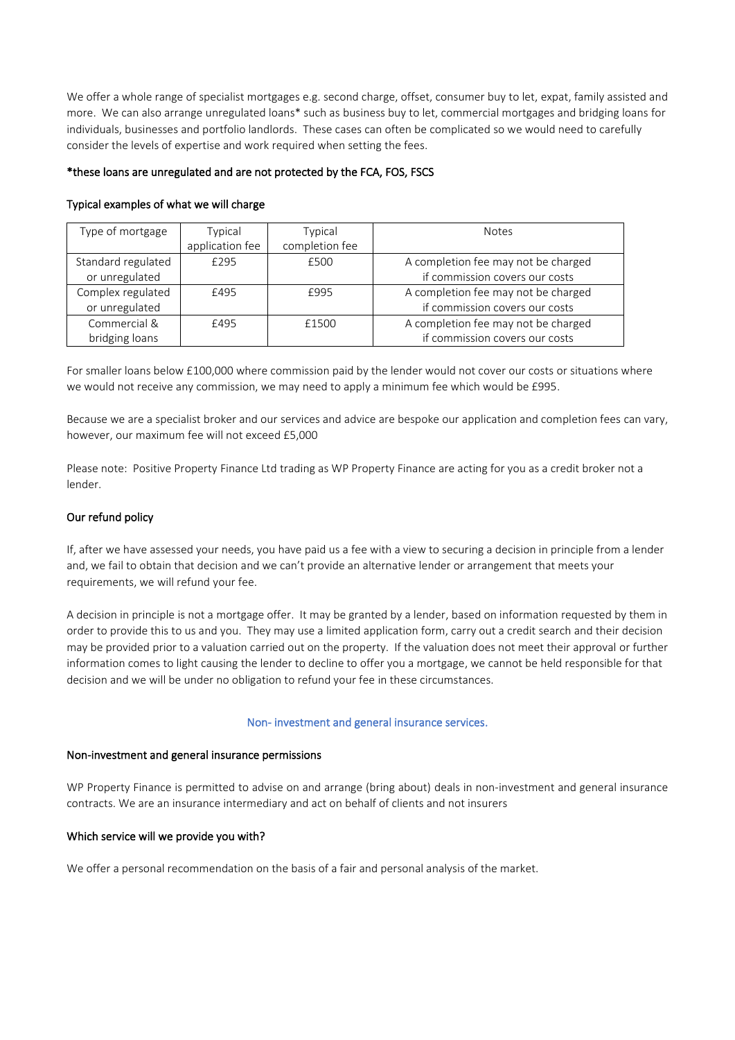We offer a whole range of specialist mortgages e.g. second charge, offset, consumer buy to let, expat, family assisted and more. We can also arrange unregulated loans* such as business buy to let, commercial mortgages and bridging loans for individuals, businesses and portfolio landlords. These cases can often be complicated so we would need to carefully consider the levels of expertise and work required when setting the fees.

*these loans are unregulated and are not protected by the FCA, FOS, FSCS

Typical examples of what we will charge

| Type of mortgage | Typical application fee | Typical completion fee | Notes |
|---|---|---|---|
| Standard regulated or unregulated | £295 | £500 | A completion fee may not be charged if commission covers our costs |
| Complex regulated or unregulated | £495 | £995 | A completion fee may not be charged if commission covers our costs |
| Commercial & bridging loans | £495 | £1500 | A completion fee may not be charged if commission covers our costs |

For smaller loans below £100,000 where commission paid by the lender would not cover our costs or situations where we would not receive any commission, we may need to apply a minimum fee which would be £995.

Because we are a specialist broker and our services and advice are bespoke our application and completion fees can vary, however, our maximum fee will not exceed £5,000

Please note: Positive Property Finance Ltd trading as WP Property Finance are acting for you as a credit broker not a lender.

## Our refund policy

If, after we have assessed your needs, you have paid us a fee with a view to securing a decision in principle from a lender and, we fail to obtain that decision and we can't provide an alternative lender or arrangement that meets your requirements, we will refund your fee.

A decision in principle is not a mortgage offer. It may be granted by a lender, based on information requested by them in order to provide this to us and you. They may use a limited application form, carry out a credit search and their decision may be provided prior to a valuation carried out on the property. If the valuation does not meet their approval or further information comes to light causing the lender to decline to offer you a mortgage, we cannot be held responsible for that decision and we will be under no obligation to refund your fee in these circumstances.

# Non- investment and general insurance services.

## Non-investment and general insurance permissions

WP Property Finance is permitted to advise on and arrange (bring about) deals in non-investment and general insurance contracts. We are an insurance intermediary and act on behalf of clients and not insurers

## Which service will we provide you with?

We offer a personal recommendation on the basis of a fair and personal analysis of the market.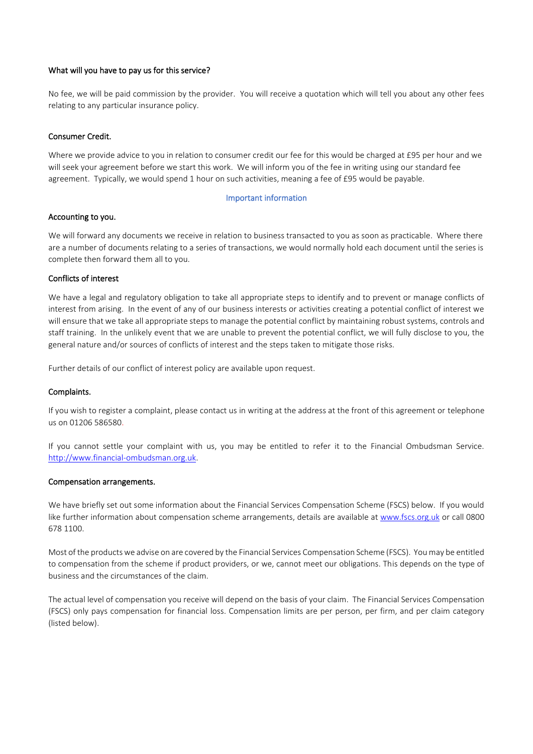### What will you have to pay us for this service?

No fee, we will be paid commission by the provider. You will receive a quotation which will tell you about any other fees relating to any particular insurance policy.

### Consumer Credit.

Where we provide advice to you in relation to consumer credit our fee for this would be charged at £95 per hour and we will seek your agreement before we start this work. We will inform you of the fee in writing using our standard fee agreement. Typically, we would spend 1 hour on such activities, meaning a fee of £95 would be payable.

## Important information

### Accounting to you.

We will forward any documents we receive in relation to business transacted to you as soon as practicable. Where there are a number of documents relating to a series of transactions, we would normally hold each document until the series is complete then forward them all to you.

### Conflicts of interest

We have a legal and regulatory obligation to take all appropriate steps to identify and to prevent or manage conflicts of interest from arising. In the event of any of our business interests or activities creating a potential conflict of interest we will ensure that we take all appropriate steps to manage the potential conflict by maintaining robust systems, controls and staff training. In the unlikely event that we are unable to prevent the potential conflict, we will fully disclose to you, the general nature and/or sources of conflicts of interest and the steps taken to mitigate those risks.

Further details of our conflict of interest policy are available upon request.

### Complaints.

If you wish to register a complaint, please contact us in writing at the address at the front of this agreement or telephone us on 01206 586580.

If you cannot settle your complaint with us, you may be entitled to refer it to the Financial Ombudsman Service. http://www.financial-ombudsman.org.uk.

### Compensation arrangements.

We have briefly set out some information about the Financial Services Compensation Scheme (FSCS) below. If you would like further information about compensation scheme arrangements, details are available at www.fscs.org.uk or call 0800 678 1100.

Most of the products we advise on are covered by the Financial Services Compensation Scheme (FSCS). You may be entitled to compensation from the scheme if product providers, or we, cannot meet our obligations. This depends on the type of business and the circumstances of the claim.

The actual level of compensation you receive will depend on the basis of your claim. The Financial Services Compensation (FSCS) only pays compensation for financial loss. Compensation limits are per person, per firm, and per claim category (listed below).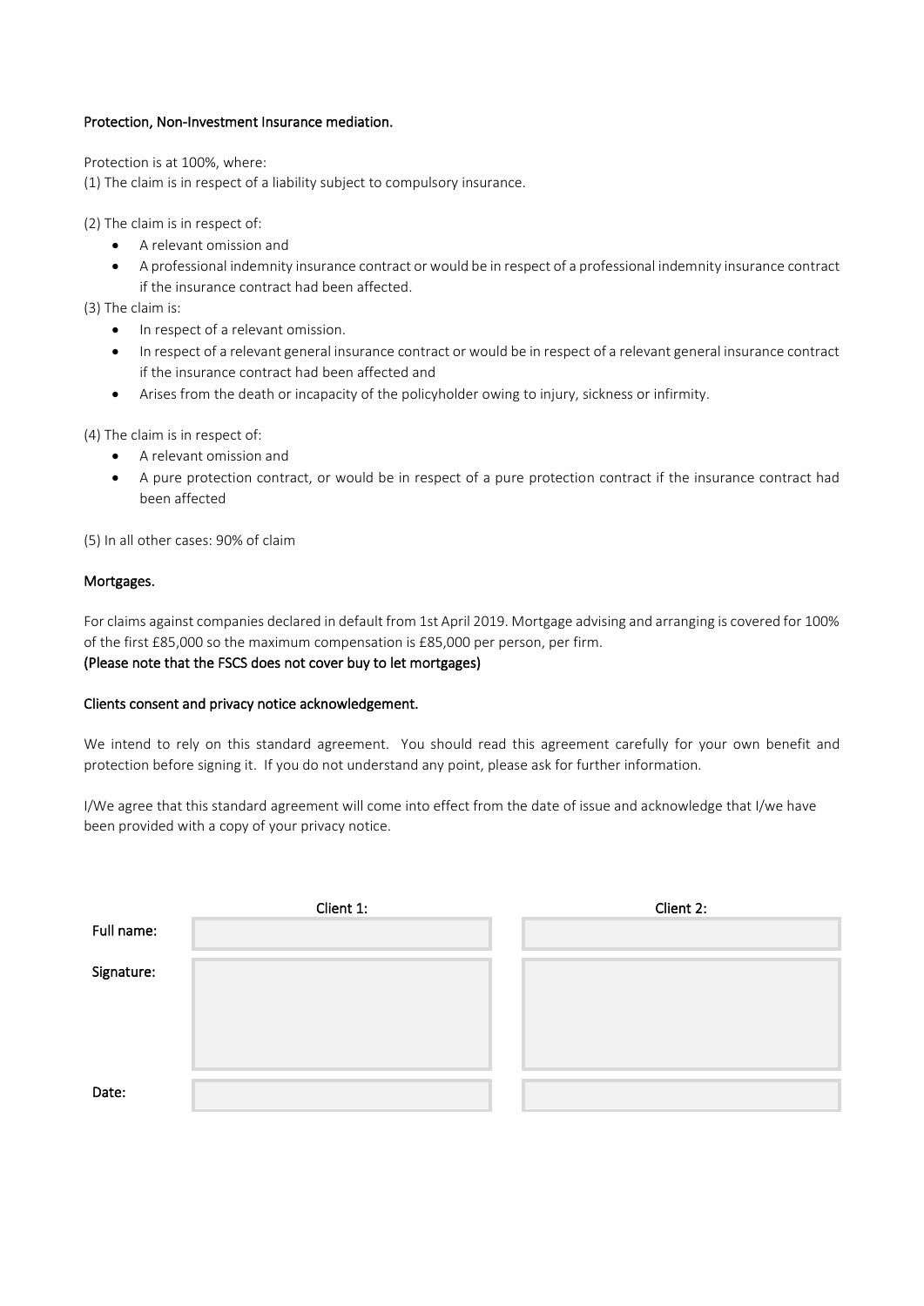### Protection, Non-Investment Insurance mediation.

Protection is at 100%, where:

(1) The claim is in respect of a liability subject to compulsory insurance.

(2) The claim is in respect of:

- A relevant omission and
- A professional indemnity insurance contract or would be in respect of a professional indemnity insurance contract if the insurance contract had been affected.

(3) The claim is:

- In respect of a relevant omission.
- In respect of a relevant general insurance contract or would be in respect of a relevant general insurance contract if the insurance contract had been affected and
- Arises from the death or incapacity of the policyholder owing to injury, sickness or infirmity.

(4) The claim is in respect of:

- A relevant omission and
- A pure protection contract, or would be in respect of a pure protection contract if the insurance contract had been affected

(5) In all other cases: 90% of claim

### Mortgages.

For claims against companies declared in default from 1st April 2019. Mortgage advising and arranging is covered for 100% of the first £85,000 so the maximum compensation is £85,000 per person, per firm.

**(Please note that the FSCS does not cover buy to let mortgages)**

### Clients consent and privacy notice acknowledgement.

We intend to rely on this standard agreement. You should read this agreement carefully for your own benefit and protection before signing it. If you do not understand any point, please ask for further information.

I/We agree that this standard agreement will come into effect from the date of issue and acknowledge that I/we have been provided with a copy of your privacy notice.

| | Client 1: | Client 2: |
|---|---|---|
| Full name: | | |
| Signature: | | |
| Date: | | |